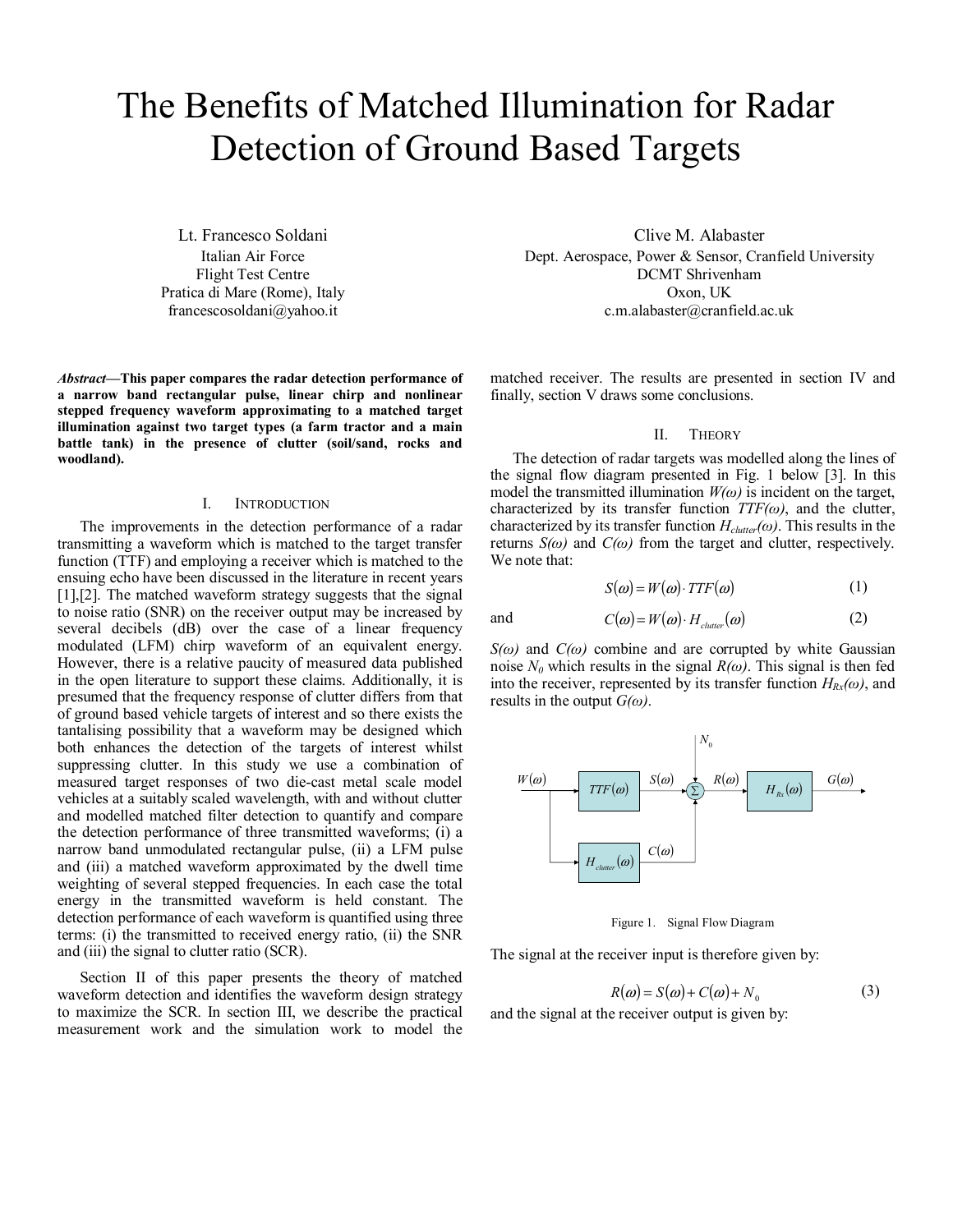# The Benefits of Matched Illumination for Radar Detection of Ground Based Targets

Lt. Francesco Soldani
Italian Air Force
Flight Test Centre
Pratica di Mare (Rome), Italy
francescosoldani@yahoo.it

Clive M. Alabaster
Dept. Aerospace, Power & Sensor, Cranfield University
DCMT Shrivenham
Oxon, UK
c.m.alabaster@cranfield.ac.uk

***Abstract*—This paper compares the radar detection performance of a narrow band rectangular pulse, linear chirp and nonlinear stepped frequency waveform approximating to a matched target illumination against two target types (a farm tractor and a main battle tank) in the presence of clutter (soil/sand, rocks and woodland).**

## I. Introduction

The improvements in the detection performance of a radar transmitting a waveform which is matched to the target transfer function (TTF) and employing a receiver which is matched to the ensuing echo have been discussed in the literature in recent years [1],[2]. The matched waveform strategy suggests that the signal to noise ratio (SNR) on the receiver output may be increased by several decibels (dB) over the case of a linear frequency modulated (LFM) chirp waveform of an equivalent energy. However, there is a relative paucity of measured data published in the open literature to support these claims. Additionally, it is presumed that the frequency response of clutter differs from that of ground based vehicle targets of interest and so there exists the tantalising possibility that a waveform may be designed which both enhances the detection of the targets of interest whilst suppressing clutter. In this study we use a combination of measured target responses of two die-cast metal scale model vehicles at a suitably scaled wavelength, with and without clutter and modelled matched filter detection to quantify and compare the detection performance of three transmitted waveforms; (i) a narrow band unmodulated rectangular pulse, (ii) a LFM pulse and (iii) a matched waveform approximated by the dwell time weighting of several stepped frequencies. In each case the total energy in the transmitted waveform is held constant. The detection performance of each waveform is quantified using three terms: (i) the transmitted to received energy ratio, (ii) the SNR and (iii) the signal to clutter ratio (SCR).

Section II of this paper presents the theory of matched waveform detection and identifies the waveform design strategy to maximize the SCR. In section III, we describe the practical measurement work and the simulation work to model the matched receiver. The results are presented in section IV and finally, section V draws some conclusions.

## II. Theory

The detection of radar targets was modelled along the lines of the signal flow diagram presented in Fig. 1 below [3]. In this model the transmitted illumination $W(\omega)$ is incident on the target, characterized by its transfer function $TTF(\omega)$, and the clutter, characterized by its transfer function $H_{clutter}(\omega)$. This results in the returns $S(\omega)$ and $C(\omega)$ from the target and clutter, respectively. We note that:

$$S(\omega) = W(\omega) \cdot TTF(\omega) \tag{1}$$

and

$$C(\omega) = W(\omega) \cdot H_{clutter}(\omega) \tag{2}$$

$S(\omega)$ and $C(\omega)$ combine and are corrupted by white Gaussian noise $N_0$ which results in the signal $R(\omega)$. This signal is then fed into the receiver, represented by its transfer function $H_{Rx}(\omega)$, and results in the output $G(\omega)$.

$N_0$
$W(\omega)$ $TTF(\omega)$ $S(\omega)$ $\Sigma$ $R(\omega)$ $H_{Rx}(\omega)$ $G(\omega)$
$H_{clutter}(\omega)$ $C(\omega)$

Figure 1. Signal Flow Diagram

The signal at the receiver input is therefore given by:

$$R(\omega) = S(\omega) + C(\omega) + N_0 \tag{3}$$

and the signal at the receiver output is given by: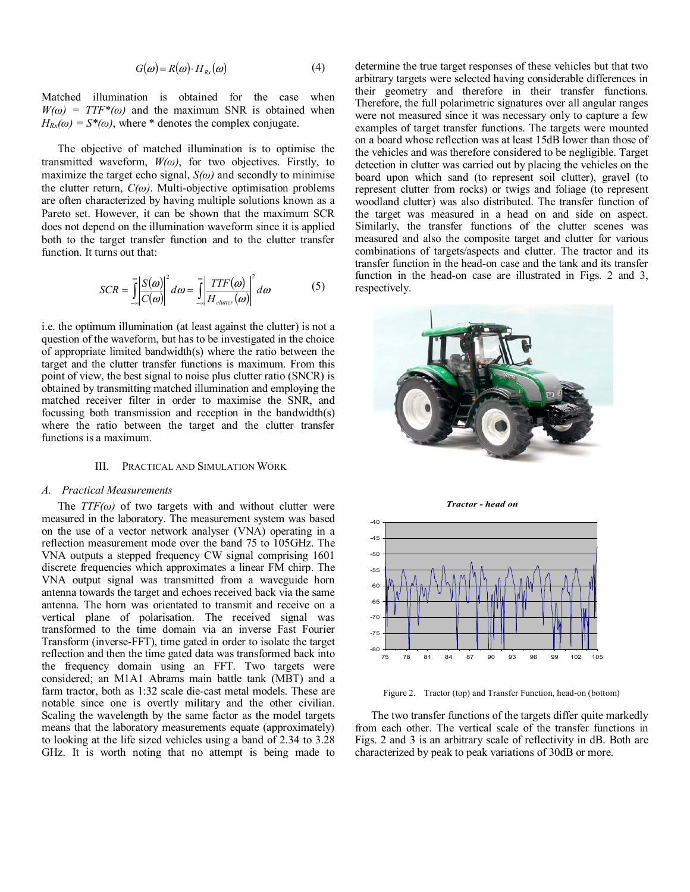$$G(\omega) = R(\omega) \cdot H_{Rx}(\omega) \tag{4}$$

Matched illumination is obtained for the case when $W(\omega) = TTF^*(\omega)$ and the maximum SNR is obtained when $H_{Rx}(\omega) = S^*(\omega)$, where * denotes the complex conjugate.

The objective of matched illumination is to optimise the transmitted waveform, $W(\omega)$, for two objectives. Firstly, to maximize the target echo signal, $S(\omega)$ and secondly to minimise the clutter return, $C(\omega)$. Multi-objective optimisation problems are often characterized by having multiple solutions known as a Pareto set. However, it can be shown that the maximum SCR does not depend on the illumination waveform since it is applied both to the target transfer function and to the clutter transfer function. It turns out that:

$$SCR = \int_{-\infty}^{\infty} \left| \frac{S(\omega)}{C(\omega)} \right|^2 d\omega = \int_{-\infty}^{\infty} \left| \frac{TTF(\omega)}{H_{clutter}(\omega)} \right|^2 d\omega \tag{5}$$

i.e. the optimum illumination (at least against the clutter) is not a question of the waveform, but has to be investigated in the choice of appropriate limited bandwidth(s) where the ratio between the target and the clutter transfer functions is maximum. From this point of view, the best signal to noise plus clutter ratio (SNCR) is obtained by transmitting matched illumination and employing the matched receiver filter in order to maximise the SNR, and focussing both transmission and reception in the bandwidth(s) where the ratio between the target and the clutter transfer functions is a maximum.

## III. Practical and Simulation Work

### A. Practical Measurements

The $TTF(\omega)$ of two targets with and without clutter were measured in the laboratory. The measurement system was based on the use of a vector network analyser (VNA) operating in a reflection measurement mode over the band 75 to 105GHz. The VNA outputs a stepped frequency CW signal comprising 1601 discrete frequencies which approximates a linear FM chirp. The VNA output signal was transmitted from a waveguide horn antenna towards the target and echoes received back via the same antenna. The horn was orientated to transmit and receive on a vertical plane of polarisation. The received signal was transformed to the time domain via an inverse Fast Fourier Transform (inverse-FFT), time gated in order to isolate the target reflection and then the time gated data was transformed back into the frequency domain using an FFT. Two targets were considered; an M1A1 Abrams main battle tank (MBT) and a farm tractor, both as 1:32 scale die-cast metal models. These are notable since one is overtly military and the other civilian. Scaling the wavelength by the same factor as the model targets means that the laboratory measurements equate (approximately) to looking at the life sized vehicles using a band of 2.34 to 3.28 GHz. It is worth noting that no attempt is being made to determine the true target responses of these vehicles but that two arbitrary targets were selected having considerable differences in their geometry and therefore in their transfer functions. Therefore, the full polarimetric signatures over all angular ranges were not measured since it was necessary only to capture a few examples of target transfer functions. The targets were mounted on a board whose reflection was at least 15dB lower than those of the vehicles and was therefore considered to be negligible. Target detection in clutter was carried out by placing the vehicles on the board upon which sand (to represent soil clutter), gravel (to represent clutter from rocks) or twigs and foliage (to represent woodland clutter) was also distributed. The transfer function of the target was measured in a head on and side on aspect. Similarly, the transfer functions of the clutter scenes was measured and also the composite target and clutter for various combinations of targets/aspects and clutter. The tractor and its transfer function in the head-on case and the tank and its transfer function in the head-on case are illustrated in Figs. 2 and 3, respectively.

Figure 2. Tractor (top) and Transfer Function, head-on (bottom)

The two transfer functions of the targets differ quite markedly from each other. The vertical scale of the transfer functions in Figs. 2 and 3 is an arbitrary scale of reflectivity in dB. Both are characterized by peak to peak variations of 30dB or more.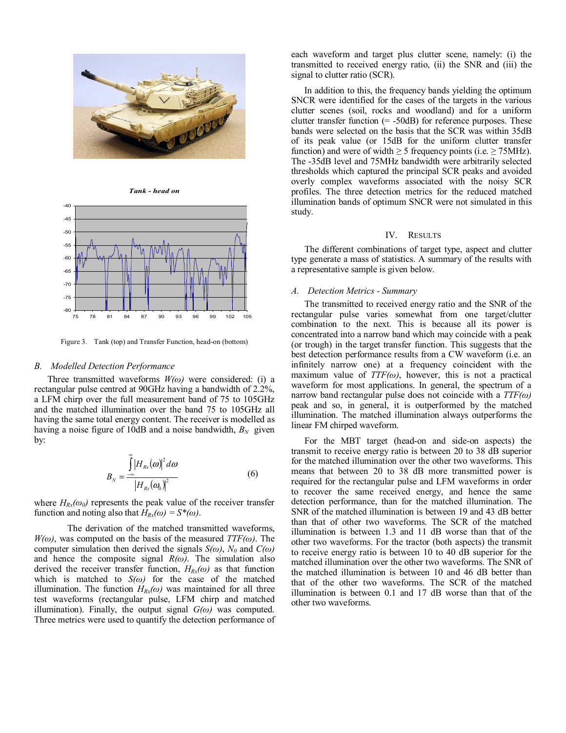Tank - head on

Figure 3. Tank (top) and Transfer Function, head-on (bottom)

### B. Modelled Detection Performance

Three transmitted waveforms $W(\omega)$ were considered: (i) a rectangular pulse centred at 90GHz having a bandwidth of 2.2%, a LFM chirp over the full measurement band of 75 to 105GHz and the matched illumination over the band 75 to 105GHz all having the same total energy content. The receiver is modelled as having a noise figure of 10dB and a noise bandwidth, $B_N$ given by:

$$B_N = \frac{\int_{-\infty}^{\infty} |H_{Rx}(\omega)|^2 d\omega}{|H_{Rx}(\omega_0)|^2} \tag{6}$$

where $H_{Rx}(\omega_0)$ represents the peak value of the receiver transfer function and noting also that $H_{Rx}(\omega) = S^*(\omega)$.

The derivation of the matched transmitted waveforms, $W(\omega)$, was computed on the basis of the measured $TTF(\omega)$. The computer simulation then derived the signals $S(\omega)$, $N_0$ and $C(\omega)$ and hence the composite signal $R(\omega)$. The simulation also derived the receiver transfer function, $H_{Rx}(\omega)$ as that function which is matched to $S(\omega)$ for the case of the matched illumination. The function $H_{Rx}(\omega)$ was maintained for all three test waveforms (rectangular pulse, LFM chirp and matched illumination). Finally, the output signal $G(\omega)$ was computed. Three metrics were used to quantify the detection performance of each waveform and target plus clutter scene, namely: (i) the transmitted to received energy ratio, (ii) the SNR and (iii) the signal to clutter ratio (SCR).

In addition to this, the frequency bands yielding the optimum SNCR were identified for the cases of the targets in the various clutter scenes (soil, rocks and woodland) and for a uniform clutter transfer function (= -50dB) for reference purposes. These bands were selected on the basis that the SCR was within 35dB of its peak value (or 15dB for the uniform clutter transfer function) and were of width ≥ 5 frequency points (i.e. ≥ 75MHz). The -35dB level and 75MHz bandwidth were arbitrarily selected thresholds which captured the principal SCR peaks and avoided overly complex waveforms associated with the noisy SCR profiles. The three detection metrics for the reduced matched illumination bands of optimum SNCR were not simulated in this study.

## IV. Results

The different combinations of target type, aspect and clutter type generate a mass of statistics. A summary of the results with a representative sample is given below.

### A. Detection Metrics - Summary

The transmitted to received energy ratio and the SNR of the rectangular pulse varies somewhat from one target/clutter combination to the next. This is because all its power is concentrated into a narrow band which may coincide with a peak (or trough) in the target transfer function. This suggests that the best detection performance results from a CW waveform (i.e. an infinitely narrow one) at a frequency coincident with the maximum value of $TTF(\omega)$, however, this is not a practical waveform for most applications. In general, the spectrum of a narrow band rectangular pulse does not coincide with a $TTF(\omega)$ peak and so, in general, it is outperformed by the matched illumination. The matched illumination always outperforms the linear FM chirped waveform.

For the MBT target (head-on and side-on aspects) the transmit to receive energy ratio is between 20 to 38 dB superior for the matched illumination over the other two waveforms. This means that between 20 to 38 dB more transmitted power is required for the rectangular pulse and LFM waveforms in order to recover the same received energy, and hence the same detection performance, than for the matched illumination. The SNR of the matched illumination is between 19 and 43 dB better than that of other two waveforms. The SCR of the matched illumination is between 1.3 and 11 dB worse than that of the other two waveforms. For the tractor (both aspects) the transmit to receive energy ratio is between 10 to 40 dB superior for the matched illumination over the other two waveforms. The SNR of the matched illumination is between 10 and 46 dB better than that of the other two waveforms. The SCR of the matched illumination is between 0.1 and 17 dB worse than that of the other two waveforms.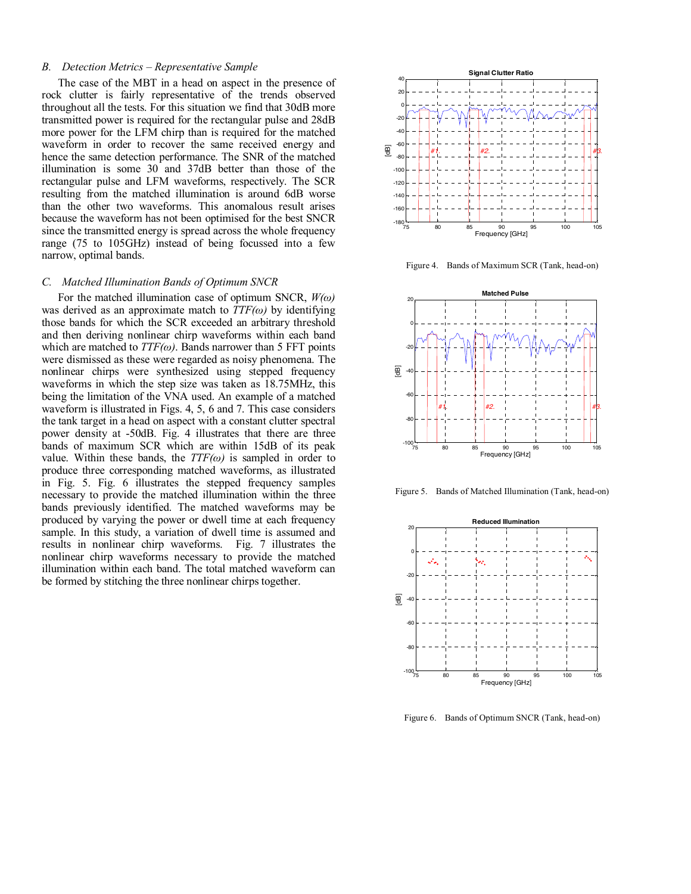### B. *Detection Metrics – Representative Sample*

The case of the MBT in a head on aspect in the presence of rock clutter is fairly representative of the trends observed throughout all the tests. For this situation we find that 30dB more transmitted power is required for the rectangular pulse and 28dB more power for the LFM chirp than is required for the matched waveform in order to recover the same received energy and hence the same detection performance. The SNR of the matched illumination is some 30 and 37dB better than those of the rectangular pulse and LFM waveforms, respectively. The SCR resulting from the matched illumination is around 6dB worse than the other two waveforms. This anomalous result arises because the waveform has not been optimised for the best SNCR since the transmitted energy is spread across the whole frequency range (75 to 105GHz) instead of being focussed into a few narrow, optimal bands.

### C. *Matched Illumination Bands of Optimum SNCR*

For the matched illumination case of optimum SNCR, $W(\omega)$ was derived as an approximate match to $TTF(\omega)$ by identifying those bands for which the SCR exceeded an arbitrary threshold and then deriving nonlinear chirp waveforms within each band which are matched to $TTF(\omega)$. Bands narrower than 5 FFT points were dismissed as these were regarded as noisy phenomena. The nonlinear chirps were synthesized using stepped frequency waveforms in which the step size was taken as 18.75MHz, this being the limitation of the VNA used. An example of a matched waveform is illustrated in Figs. 4, 5, 6 and 7. This case considers the tank target in a head on aspect with a constant clutter spectral power density at -50dB. Fig. 4 illustrates that there are three bands of maximum SCR which are within 15dB of its peak value. Within these bands, the $TTF(\omega)$ is sampled in order to produce three corresponding matched waveforms, as illustrated in Fig. 5. Fig. 6 illustrates the stepped frequency samples necessary to provide the matched illumination within the three bands previously identified. The matched waveforms may be produced by varying the power or dwell time at each frequency sample. In this study, a variation of dwell time is assumed and results in nonlinear chirp waveforms. Fig. 7 illustrates the nonlinear chirp waveforms necessary to provide the matched illumination within each band. The total matched waveform can be formed by stitching the three nonlinear chirps together.

Figure 4. Bands of Maximum SCR (Tank, head-on)

Figure 5. Bands of Matched Illumination (Tank, head-on)

Figure 6. Bands of Optimum SNCR (Tank, head-on)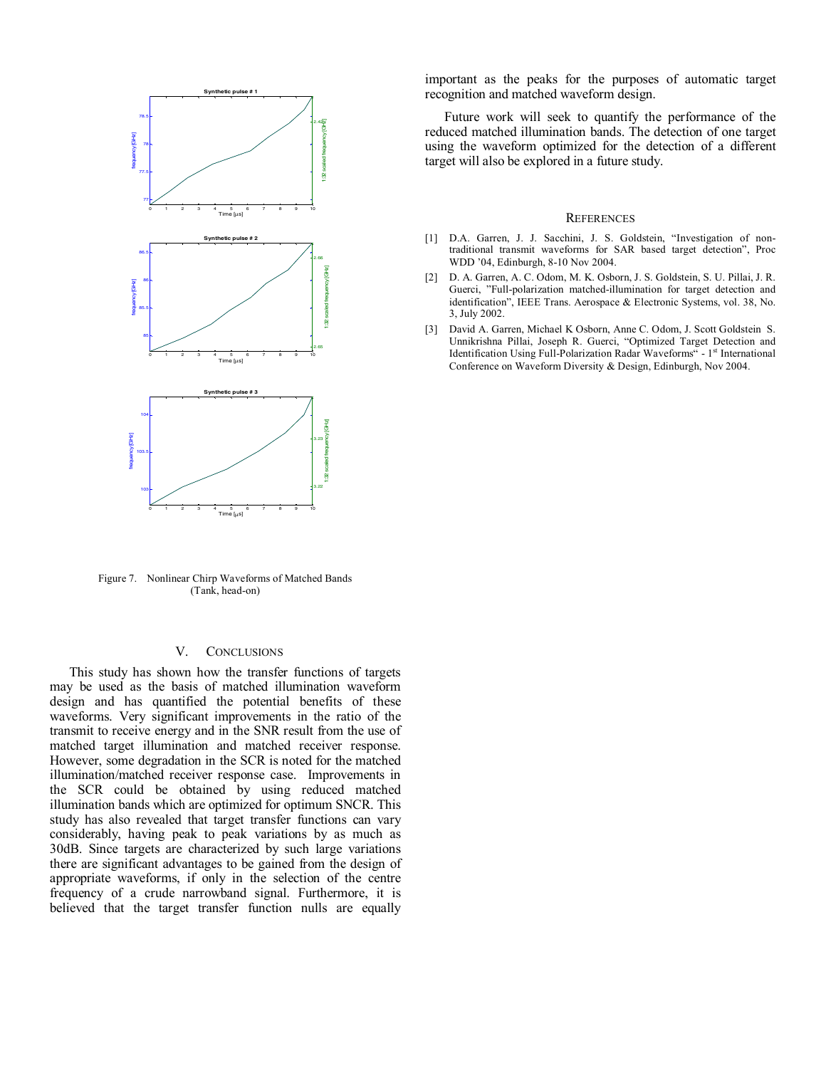Synthetic pulse # 1

frequency [GHz]

78.5

78

77.5

77

1:32 scaled frequency [GHz]

2.42

0 1 2 3 4 5 6 7 8 9 10

Time [μs]

Synthetic pulse # 2

frequency [GHz]

86.5

86

85.5

85

1:32 scaled frequency [GHz]

2.66

2.65

0 1 2 3 4 5 6 7 8 9 10

Time [μs]

Synthetic pulse # 3

frequency [GHz]

104

103.5

103

1:32 scaled frequency [GHz]

3.23

3.22

0 1 2 3 4 5 6 7 8 9 10

Time [μs]

Figure 7. Nonlinear Chirp Waveforms of Matched Bands (Tank, head-on)

## V. CONCLUSIONS

This study has shown how the transfer functions of targets may be used as the basis of matched illumination waveform design and has quantified the potential benefits of these waveforms. Very significant improvements in the ratio of the transmit to receive energy and in the SNR result from the use of matched target illumination and matched receiver response. However, some degradation in the SCR is noted for the matched illumination/matched receiver response case. Improvements in the SCR could be obtained by using reduced matched illumination bands which are optimized for optimum SNCR. This study has also revealed that target transfer functions can vary considerably, having peak to peak variations by as much as 30dB. Since targets are characterized by such large variations there are significant advantages to be gained from the design of appropriate waveforms, if only in the selection of the centre frequency of a crude narrowband signal. Furthermore, it is believed that the target transfer function nulls are equally important as the peaks for the purposes of automatic target recognition and matched waveform design.

Future work will seek to quantify the performance of the reduced matched illumination bands. The detection of one target using the waveform optimized for the detection of a different target will also be explored in a future study.

## REFERENCES

[1] D.A. Garren, J. J. Sacchini, J. S. Goldstein, "Investigation of non-traditional transmit waveforms for SAR based target detection", Proc WDD '04, Edinburgh, 8-10 Nov 2004.

[2] D. A. Garren, A. C. Odom, M. K. Osborn, J. S. Goldstein, S. U. Pillai, J. R. Guerci, "Full-polarization matched-illumination for target detection and identification", IEEE Trans. Aerospace & Electronic Systems, vol. 38, No. 3, July 2002.

[3] David A. Garren, Michael K Osborn, Anne C. Odom, J. Scott Goldstein S. Unnikrishna Pillai, Joseph R. Guerci, "Optimized Target Detection and Identification Using Full-Polarization Radar Waveforms" - 1st International Conference on Waveform Diversity & Design, Edinburgh, Nov 2004.